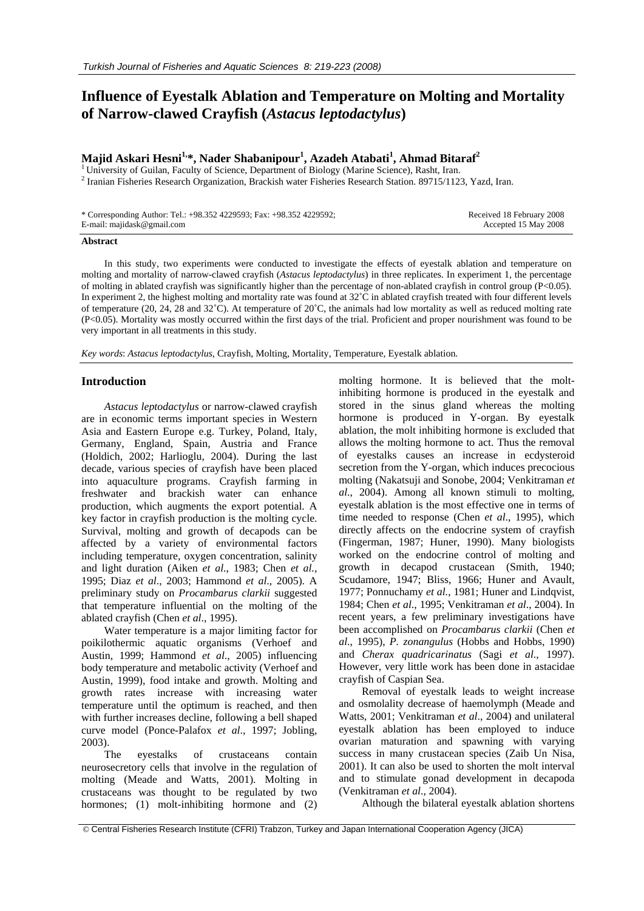# Influence of Eyestalk Ablation and Temperature on Molting and Mortality of Narrow-clawed Crayfish (*Astacus leptodactylus*)

**Majid Askari Hesni[1,*], Nader Shabanipour[1], Azadeh Atabati[1], Ahmad Bitaraf[2]**

[1] University of Guilan, Faculty of Science, Department of Biology (Marine Science), Rasht, Iran.
[2] Iranian Fisheries Research Organization, Brackish water Fisheries Research Station. 89715/1123, Yazd, Iran.

\* Corresponding Author: Tel.: +98.352 4229593; Fax: +98.352 4229592;
E-mail: majidask@gmail.com

Received 18 February 2008
Accepted 15 May 2008

**Abstract**

In this study, two experiments were conducted to investigate the effects of eyestalk ablation and temperature on molting and mortality of narrow-clawed crayfish (*Astacus leptodactylus*) in three replicates. In experiment 1, the percentage of molting in ablated crayfish was significantly higher than the percentage of non-ablated crayfish in control group ($P<0.05$). In experiment 2, the highest molting and mortality rate was found at 32˚C in ablated crayfish treated with four different levels of temperature (20, 24, 28 and 32˚C). At temperature of 20˚C, the animals had low mortality as well as reduced molting rate ($P<0.05$). Mortality was mostly occurred within the first days of the trial. Proficient and proper nourishment was found to be very important in all treatments in this study.

*Key words*: *Astacus leptodactylus*, Crayfish, Molting, Mortality, Temperature, Eyestalk ablation.

## Introduction

*Astacus leptodactylus* or narrow-clawed crayfish are in economic terms important species in Western Asia and Eastern Europe e.g. Turkey, Poland, Italy, Germany, England, Spain, Austria and France (Holdich, 2002; Harlioglu, 2004). During the last decade, various species of crayfish have been placed into aquaculture programs. Crayfish farming in freshwater and brackish water can enhance production, which augments the export potential. A key factor in crayfish production is the molting cycle. Survival, molting and growth of decapods can be affected by a variety of environmental factors including temperature, oxygen concentration, salinity and light duration (Aiken *et al*., 1983; Chen *et al.*, 1995; Diaz *et al*., 2003; Hammond *et al*., 2005). A preliminary study on *Procambarus clarkii* suggested that temperature influential on the molting of the ablated crayfish (Chen *et al*., 1995).

Water temperature is a major limiting factor for poikilothermic aquatic organisms (Verhoef and Austin, 1999; Hammond *et al*., 2005) influencing body temperature and metabolic activity (Verhoef and Austin, 1999), food intake and growth. Molting and growth rates increase with increasing water temperature until the optimum is reached, and then with further increases decline, following a bell shaped curve model (Ponce-Palafox *et al*., 1997; Jobling, 2003).

The eyestalks of crustaceans contain neurosecretory cells that involve in the regulation of molting (Meade and Watts, 2001). Molting in crustaceans was thought to be regulated by two hormones; (1) molt-inhibiting hormone and (2) molting hormone. It is believed that the molt-inhibiting hormone is produced in the eyestalk and stored in the sinus gland whereas the molting hormone is produced in Y-organ. By eyestalk ablation, the molt inhibiting hormone is excluded that allows the molting hormone to act. Thus the removal of eyestalks causes an increase in ecdysteroid secretion from the Y-organ, which induces precocious molting (Nakatsuji and Sonobe, 2004; Venkitraman *et al*., 2004). Among all known stimuli to molting, eyestalk ablation is the most effective one in terms of time needed to response (Chen *et al*., 1995), which directly affects on the endocrine system of crayfish (Fingerman, 1987; Huner, 1990). Many biologists worked on the endocrine control of molting and growth in decapod crustacean (Smith, 1940; Scudamore, 1947; Bliss, 1966; Huner and Avault, 1977; Ponnuchamy *et al.*, 1981; Huner and Lindqvist, 1984; Chen *et al*., 1995; Venkitraman *et al*., 2004). In recent years, a few preliminary investigations have been accomplished on *Procambarus clarkii* (Chen *et al*., 1995), *P. zonangulus* (Hobbs and Hobbs, 1990) and *Cherax quadricarinatus* (Sagi *et al*., 1997). However, very little work has been done in astacidae crayfish of Caspian Sea.

Removal of eyestalk leads to weight increase and osmolality decrease of haemolymph (Meade and Watts, 2001; Venkitraman *et al*., 2004) and unilateral eyestalk ablation has been employed to induce ovarian maturation and spawning with varying success in many crustacean species (Zaib Un Nisa, 2001). It can also be used to shorten the molt interval and to stimulate gonad development in decapoda (Venkitraman *et al*., 2004).

Although the bilateral eyestalk ablation shortens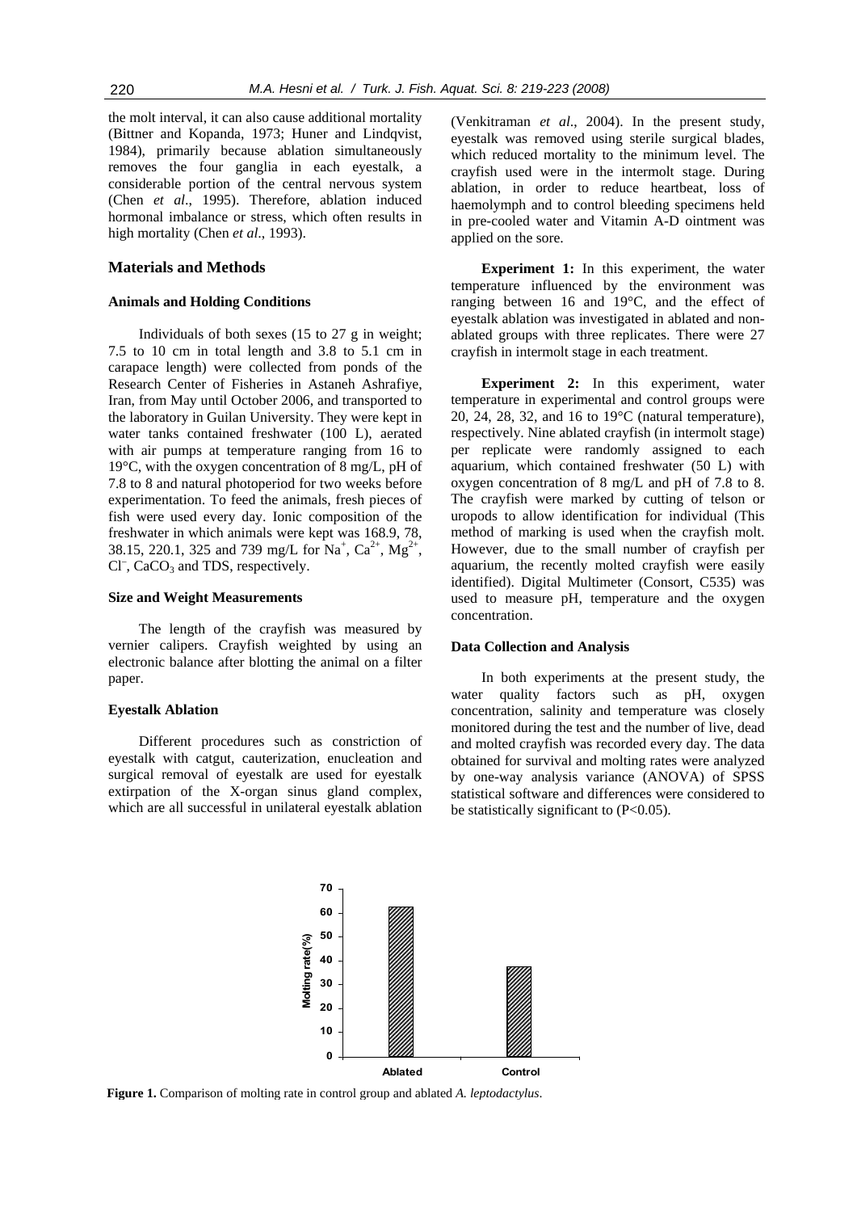the molt interval, it can also cause additional mortality (Bittner and Kopanda, 1973; Huner and Lindqvist, 1984), primarily because ablation simultaneously removes the four ganglia in each eyestalk, a considerable portion of the central nervous system (Chen *et al*., 1995). Therefore, ablation induced hormonal imbalance or stress, which often results in high mortality (Chen *et al*., 1993).

## Materials and Methods

### Animals and Holding Conditions

Individuals of both sexes (15 to 27 g in weight; 7.5 to 10 cm in total length and 3.8 to 5.1 cm in carapace length) were collected from ponds of the Research Center of Fisheries in Astaneh Ashrafiye, Iran, from May until October 2006, and transported to the laboratory in Guilan University. They were kept in water tanks contained freshwater (100 L), aerated with air pumps at temperature ranging from 16 to 19°C, with the oxygen concentration of 8 mg/L, pH of 7.8 to 8 and natural photoperiod for two weeks before experimentation. To feed the animals, fresh pieces of fish were used every day. Ionic composition of the freshwater in which animals were kept was 168.9, 78, 38.15, 220.1, 325 and 739 mg/L for $Na^+$, $Ca^{2+}$, $Mg^{2+}$, $Cl^-$, $CaCO_3$ and TDS, respectively.

### Size and Weight Measurements

The length of the crayfish was measured by vernier calipers. Crayfish weighted by using an electronic balance after blotting the animal on a filter paper.

### Eyestalk Ablation

Different procedures such as constriction of eyestalk with catgut, cauterization, enucleation and surgical removal of eyestalk are used for eyestalk extirpation of the X-organ sinus gland complex, which are all successful in unilateral eyestalk ablation (Venkitraman *et al*., 2004). In the present study, eyestalk was removed using sterile surgical blades, which reduced mortality to the minimum level. The crayfish used were in the intermolt stage. During ablation, in order to reduce heartbeat, loss of haemolymph and to control bleeding specimens held in pre-cooled water and Vitamin A-D ointment was applied on the sore.

**Experiment 1:** In this experiment, the water temperature influenced by the environment was ranging between 16 and 19°C, and the effect of eyestalk ablation was investigated in ablated and non-ablated groups with three replicates. There were 27 crayfish in intermolt stage in each treatment.

**Experiment 2:** In this experiment, water temperature in experimental and control groups were 20, 24, 28, 32, and 16 to 19°C (natural temperature), respectively. Nine ablated crayfish (in intermolt stage) per replicate were randomly assigned to each aquarium, which contained freshwater (50 L) with oxygen concentration of 8 mg/L and pH of 7.8 to 8. The crayfish were marked by cutting of telson or uropods to allow identification for individual (This method of marking is used when the crayfish molt. However, due to the small number of crayfish per aquarium, the recently molted crayfish were easily identified). Digital Multimeter (Consort, C535) was used to measure pH, temperature and the oxygen concentration.

### Data Collection and Analysis

In both experiments at the present study, the water quality factors such as pH, oxygen concentration, salinity and temperature was closely monitored during the test and the number of live, dead and molted crayfish was recorded every day. The data obtained for survival and molting rates were analyzed by one-way analysis variance (ANOVA) of SPSS statistical software and differences were considered to be statistically significant to ($P<0.05$).

**Figure 1.** Comparison of molting rate in control group and ablated *A. leptodactylus*.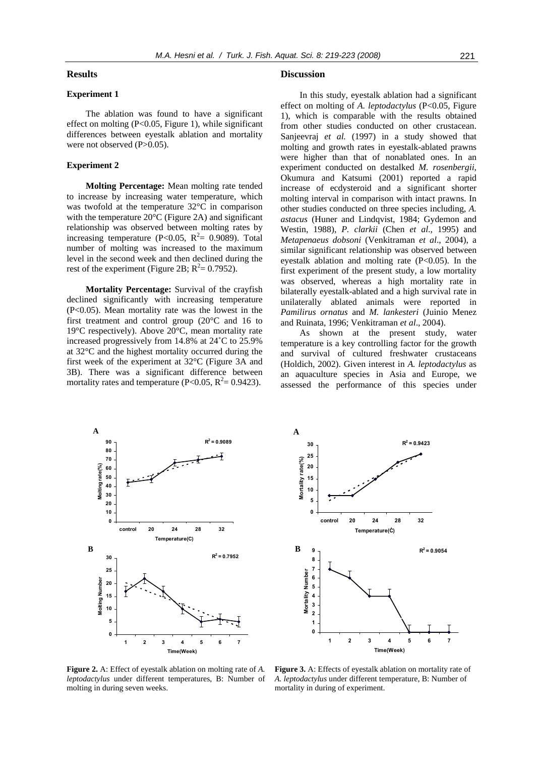## Results

### Experiment 1

The ablation was found to have a significant effect on molting ($P<0.05$, Figure 1), while significant differences between eyestalk ablation and mortality were not observed ($P>0.05$).

### Experiment 2

**Molting Percentage:** Mean molting rate tended to increase by increasing water temperature, which was twofold at the temperature 32°C in comparison with the temperature 20°C (Figure 2A) and significant relationship was observed between molting rates by increasing temperature ($P<0.05$, $R^2$= 0.9089). Total number of molting was increased to the maximum level in the second week and then declined during the rest of the experiment (Figure 2B; $R^2$= 0.7952).

**Mortality Percentage:** Survival of the crayfish declined significantly with increasing temperature ($P<0.05$). Mean mortality rate was the lowest in the first treatment and control group (20°C and 16 to 19°C respectively). Above 20°C, mean mortality rate increased progressively from 14.8% at 24˚C to 25.9% at 32°C and the highest mortality occurred during the first week of the experiment at 32°C (Figure 3A and 3B). There was a significant difference between mortality rates and temperature ($P<0.05$, $R^2$= 0.9423).

## Discussion

In this study, eyestalk ablation had a significant effect on molting of *A. leptodactylus* ($P<0.05$, Figure 1), which is comparable with the results obtained from other studies conducted on other crustacean. Sanjeevraj *et al.* (1997) in a study showed that molting and growth rates in eyestalk-ablated prawns were higher than that of nonablated ones. In an experiment conducted on destalked *M. rosenbergii*, Okumura and Katsumi (2001) reported a rapid increase of ecdysteroid and a significant shorter molting interval in comparison with intact prawns. In other studies conducted on three species including, *A. astacus* (Huner and Lindqvist, 1984; Gydemon and Westin, 1988), *P. clarkii* (Chen *et al*., 1995) and *Metapenaeus dobsoni* (Venkitraman *et al*., 2004), a similar significant relationship was observed between eyestalk ablation and molting rate ($P<0.05$). In the first experiment of the present study, a low mortality was observed, whereas a high mortality rate in bilaterally eyestalk-ablated and a high survival rate in unilaterally ablated animals were reported in *Pamilirus ornatus* and *M. lankesteri* (Juinio Menez and Ruinata, 1996; Venkitraman *et al*., 2004).

As shown at the present study, water temperature is a key controlling factor for the growth and survival of cultured freshwater crustaceans (Holdich, 2002). Given interest in *A. leptodactylus* as an aquaculture species in Asia and Europe, we assessed the performance of this species under

**Figure 2.** A: Effect of eyestalk ablation on molting rate of *A. leptodactylus* under different temperatures, B: Number of molting in during seven weeks.

**Figure 3.** A: Effects of eyestalk ablation on mortality rate of *A. leptodactylus* under different temperature, B: Number of mortality in during of experiment.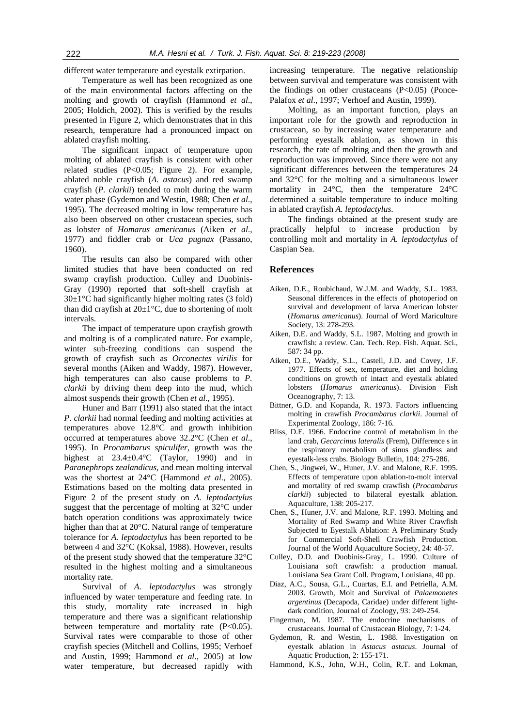different water temperature and eyestalk extirpation.

Temperature as well has been recognized as one of the main environmental factors affecting on the molting and growth of crayfish (Hammond *et al*., 2005; Holdich, 2002). This is verified by the results presented in Figure 2, which demonstrates that in this research, temperature had a pronounced impact on ablated crayfish molting.

The significant impact of temperature upon molting of ablated crayfish is consistent with other related studies ($P<0.05$; Figure 2). For example, ablated noble crayfish (*A. astacus*) and red swamp crayfish (*P. clarkii*) tended to molt during the warm water phase (Gydemon and Westin, 1988; Chen *et al*., 1995). The decreased molting in low temperature has also been observed on other crustacean species, such as lobster of *Homarus americanus* (Aiken *et al*., 1977) and fiddler crab or *Uca pugnax* (Passano, 1960).

The results can also be compared with other limited studies that have been conducted on red swamp crayfish production. Culley and Duobinis-Gray (1990) reported that soft-shell crayfish at 30±1°C had significantly higher molting rates (3 fold) than did crayfish at 20±1°C, due to shortening of molt intervals.

The impact of temperature upon crayfish growth and molting is of a complicated nature. For example, winter sub-freezing conditions can suspend the growth of crayfish such as *Orconectes virilis* for several months (Aiken and Waddy, 1987). However, high temperatures can also cause problems to *P. clarkii* by driving them deep into the mud, which almost suspends their growth (Chen *et al*., 1995).

Huner and Barr (1991) also stated that the intact *P. clarkii* had normal feeding and molting activities at temperatures above 12.8°C and growth inhibition occurred at temperatures above 32.2°C (Chen *et al*., 1995). In *Procambarus spiculifer*, growth was the highest at 23.4±0.4°C (Taylor, 1990) and in *Paranephrops zealandicus*, and mean molting interval was the shortest at 24°C (Hammond *et al*., 2005). Estimations based on the molting data presented in Figure 2 of the present study on *A. leptodactylus* suggest that the percentage of molting at 32°C under batch operation conditions was approximately twice higher than that at 20°C. Natural range of temperature tolerance for *A. leptodactylus* has been reported to be between 4 and 32°C (Koksal, 1988). However, results of the present study showed that the temperature 32°C resulted in the highest molting and a simultaneous mortality rate.

Survival of *A. leptodactylus* was strongly influenced by water temperature and feeding rate. In this study, mortality rate increased in high temperature and there was a significant relationship between temperature and mortality rate ($P<0.05$). Survival rates were comparable to those of other crayfish species (Mitchell and Collins, 1995; Verhoef and Austin, 1999; Hammond *et al*., 2005) at low water temperature, but decreased rapidly with increasing temperature. The negative relationship between survival and temperature was consistent with the findings on other crustaceans ($P<0.05$) (Ponce-Palafox *et al*., 1997; Verhoef and Austin, 1999).

Molting, as an important function, plays an important role for the growth and reproduction in crustacean, so by increasing water temperature and performing eyestalk ablation, as shown in this research, the rate of molting and then the growth and reproduction was improved. Since there were not any significant differences between the temperatures 24 and 32°C for the molting and a simultaneous lower mortality in 24°C, then the temperature 24°C determined a suitable temperature to induce molting in ablated crayfish *A. leptodactylus*.

The findings obtained at the present study are practically helpful to increase production by controlling molt and mortality in *A. leptodactylus* of Caspian Sea.

## References

Aiken, D.E., Roubichaud, W.J.M. and Waddy, S.L. 1983. Seasonal differences in the effects of photoperiod on survival and development of larva American lobster (*Homarus americanus*). Journal of Word Mariculture Society, 13: 278-293.

Aiken, D.E. and Waddy, S.L. 1987. Molting and growth in crayfish: a review. Can. Tech. Rep. Fish. Aquat. Sci., 587: 34 pp.

Aiken, D.E., Waddy, S.L., Castell, J.D. and Covey, J.F. 1977. Effects of sex, temperature, diet and holding conditions on growth of intact and eyestalk ablated lobsters (*Homarus americanus*). Division Fish Oceanography, 7: 13.

Bittner, G.D. and Kopanda, R. 1973. Factors influencing molting in crawfish *Procambarus clarkii*. Journal of Experimental Zoology, 186: 7-16.

Bliss, D.E. 1966. Endocrine control of metabolism in the land crab, *Gecarcinus lateralis* (Frem), Difference s in the respiratory metabolism of sinus glandless and eyestalk-less crabs. Biology Bulletin, 104: 275-286.

Chen, S., Jingwei, W., Huner, J.V. and Malone, R.F. 1995. Effects of temperature upon ablation-to-molt interval and mortality of red swamp crawfish (*Procambarus clarkii*) subjected to bilateral eyestalk ablation. Aquaculture, 138: 205-217.

Chen, S., Huner, J.V. and Malone, R.F. 1993. Molting and Mortality of Red Swamp and White River Crawfish Subjected to Eyestalk Ablation: A Preliminary Study for Commercial Soft-Shell Crawfish Production. Journal of the World Aquaculture Society, 24: 48-57.

Culley, D.D. and Duobinis-Gray, L. 1990. Culture of Louisiana soft crawfish: a production manual. Louisiana Sea Grant Coll. Program, Louisiana, 40 pp.

Diaz, A.C., Sousa, G.L., Cuartas, E.I. and Petriella, A.M. 2003. Growth, Molt and Survival of *Palaemonetes argentinus* (Decapoda, Caridae) under different light-dark condition, Journal of Zoology, 93: 249-254.

Fingerman, M. 1987. The endocrine mechanisms of crustaceans. Journal of Crustacean Biology, 7: 1-24.

Gydemon, R. and Westin, L. 1988. Investigation on eyestalk ablation in *Astacus astacus*. Journal of Aquatic Production, 2: 155-171.

Hammond, K.S., John, W.H., Colin, R.T. and Lokman,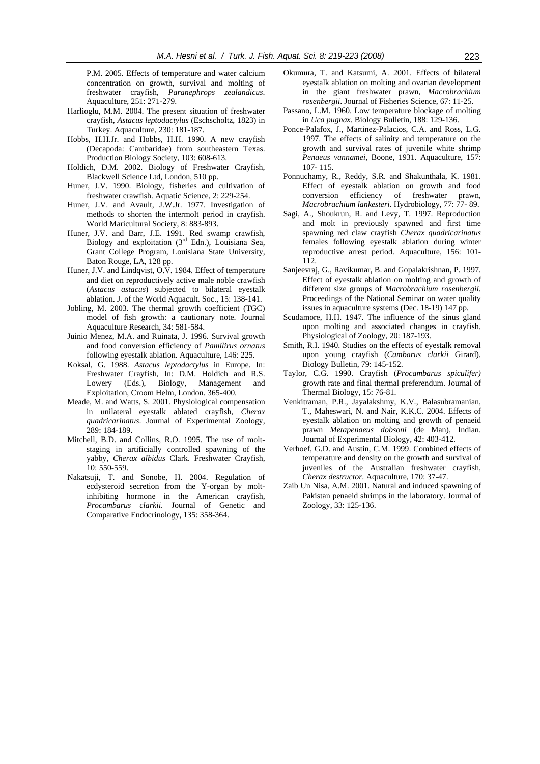P.M. 2005. Effects of temperature and water calcium concentration on growth, survival and molting of freshwater crayfish, *Paranephrops zealandicus*. Aquaculture, 251: 271-279.

Harlioglu, M.M. 2004. The present situation of freshwater crayfish, *Astacus leptodactylus* (Eschscholtz, 1823) in Turkey. Aquaculture, 230: 181-187.

Hobbs, H.H.Jr. and Hobbs, H.H. 1990. A new crayfish (Decapoda: Cambaridae) from southeastern Texas. Production Biology Society, 103: 608-613.

Holdich, D.M. 2002. Biology of Freshwater Crayfish, Blackwell Science Ltd, London, 510 pp.

Huner, J.V. 1990. Biology, fisheries and cultivation of freshwater crawfish. Aquatic Science, 2: 229-254.

Huner, J.V. and Avault, J.W.Jr. 1977. Investigation of methods to shorten the intermolt period in crayfish. World Maricultural Society, 8: 883-893.

Huner, J.V. and Barr, J.E. 1991. Red swamp crawfish, Biology and exploitation (3rd Edn.), Louisiana Sea, Grant College Program, Louisiana State University, Baton Rouge, LA, 128 pp.

Huner, J.V. and Lindqvist, O.V. 1984. Effect of temperature and diet on reproductively active male noble crawfish (*Astacus astacus*) subjected to bilateral eyestalk ablation. J. of the World Aquacult. Soc., 15: 138-141.

Jobling, M. 2003. The thermal growth coefficient (TGC) model of fish growth: a cautionary note. Journal Aquaculture Research, 34: 581-584.

Juinio Menez, M.A. and Ruinata, J. 1996. Survival growth and food conversion efficiency of *Pamilirus ornatus* following eyestalk ablation. Aquaculture, 146: 225.

Koksal, G. 1988. *Astacus leptodactylus* in Europe. In: Freshwater Crayfish, In: D.M. Holdich and R.S. Lowery (Eds.), Biology, Management and Exploitation, Croom Helm, London. 365-400.

Meade, M. and Watts, S. 2001. Physiological compensation in unilateral eyestalk ablated crayfish, *Cherax quadricarinatus*. Journal of Experimental Zoology, 289: 184-189.

Mitchell, B.D. and Collins, R.O. 1995. The use of molt-staging in artificially controlled spawning of the yabby, *Cherax albidus* Clark. Freshwater Crayfish, 10: 550-559.

Nakatsuji, T. and Sonobe, H. 2004. Regulation of ecdysteroid secretion from the Y-organ by molt-inhibiting hormone in the American crayfish, *Procambarus clarkii*. Journal of Genetic and Comparative Endocrinology, 135: 358-364.

Okumura, T. and Katsumi, A. 2001. Effects of bilateral eyestalk ablation on molting and ovarian development in the giant freshwater prawn, *Macrobrachium rosenbergii*. Journal of Fisheries Science, 67: 11-25.

Passano, L.M. 1960. Low temperature blockage of molting in *Uca pugnax*. Biology Bulletin, 188: 129-136.

Ponce-Palafox, J., Martinez-Palacios, C.A. and Ross, L.G. 1997. The effects of salinity and temperature on the growth and survival rates of juvenile white shrimp *Penaeus vannamei*, Boone, 1931. Aquaculture, 157: 107- 115.

Ponnuchamy, R., Reddy, S.R. and Shakunthala, K. 1981. Effect of eyestalk ablation on growth and food conversion efficiency of freshwater prawn, *Macrobrachium lankesteri*. Hydrobiology, 77: 77- 89.

Sagi, A., Shoukrun, R. and Levy, T. 1997. Reproduction and molt in previously spawned and first time spawning red claw crayfish *Cherax quadricarinatus* females following eyestalk ablation during winter reproductive arrest period. Aquaculture, 156: 101-112.

Sanjeevraj, G., Ravikumar, B. and Gopalakrishnan, P. 1997. Effect of eyestalk ablation on molting and growth of different size groups of *Macrobrachium rosenbergii.* Proceedings of the National Seminar on water quality issues in aquaculture systems (Dec. 18-19) 147 pp.

Scudamore, H.H. 1947. The influence of the sinus gland upon molting and associated changes in crayfish. Physiological of Zoology, 20: 187-193.

Smith, R.I. 1940. Studies on the effects of eyestalk removal upon young crayfish (*Cambarus clarkii* Girard). Biology Bulletin, 79: 145-152.

Taylor, C.G. 1990. Crayfish (*Procambarus spiculifer)* growth rate and final thermal preferendum. Journal of Thermal Biology, 15: 76-81.

Venkitraman, P.R., Jayalakshmy, K.V., Balasubramanian, T., Maheswari, N. and Nair, K.K.C. 2004. Effects of eyestalk ablation on molting and growth of penaeid prawn *Metapenaeus dobsoni* (de Man), Indian. Journal of Experimental Biology, 42: 403-412.

Verhoef, G.D. and Austin, C.M. 1999. Combined effects of temperature and density on the growth and survival of juveniles of the Australian freshwater crayfish, *Cherax destructor*. Aquaculture, 170: 37-47.

Zaib Un Nisa, A.M. 2001. Natural and induced spawning of Pakistan penaeid shrimps in the laboratory. Journal of Zoology, 33: 125-136.